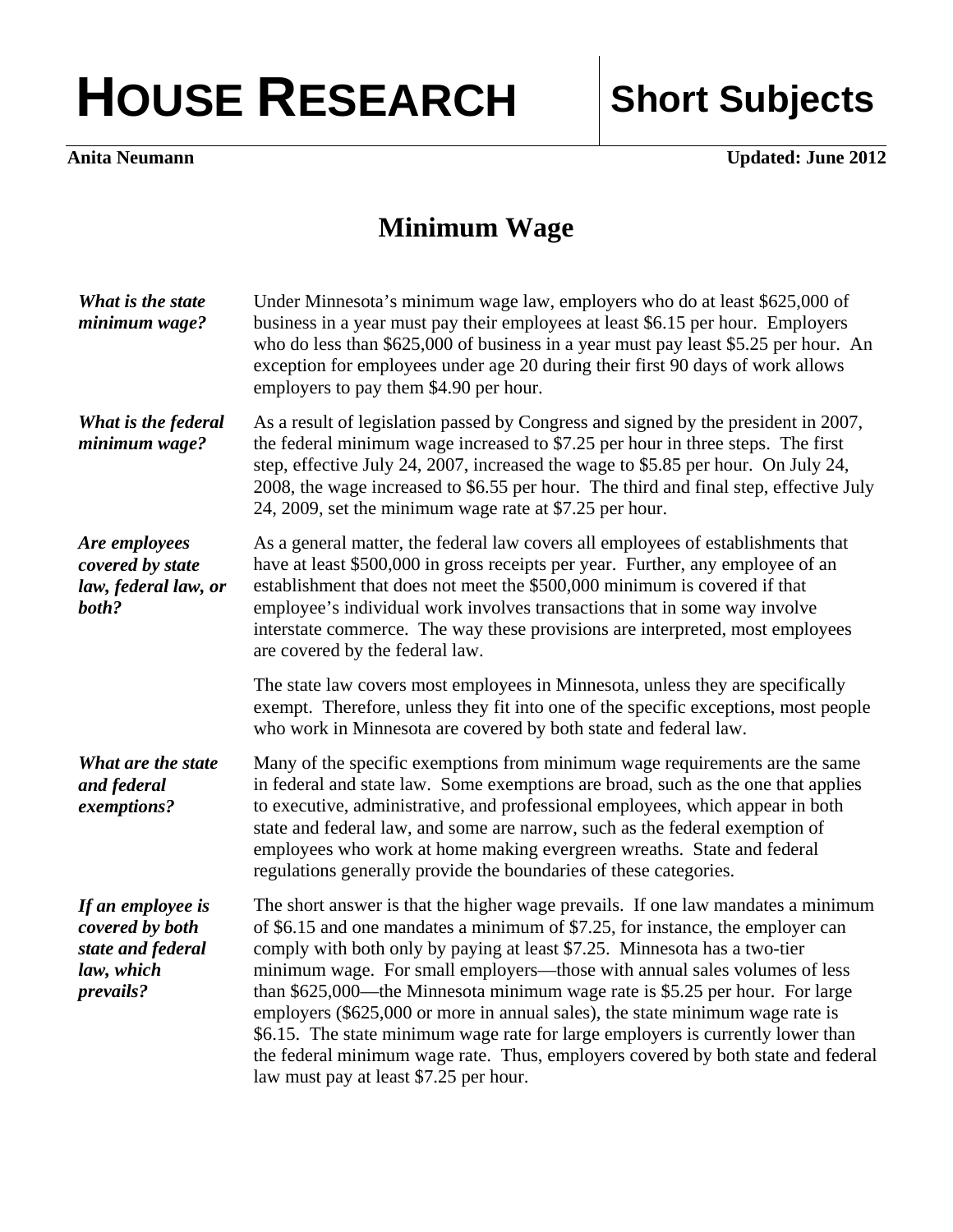# HOUSE RESEARCH | Short Subjects

**Anita Neumann** **Updated: June 2012**

## Minimum Wage

***What is the state minimum wage?***

Under Minnesota's minimum wage law, employers who do at least $625,000 of business in a year must pay their employees at least $6.15 per hour. Employers who do less than $625,000 of business in a year must pay least $5.25 per hour. An exception for employees under age 20 during their first 90 days of work allows employers to pay them $4.90 per hour.

***What is the federal minimum wage?***

As a result of legislation passed by Congress and signed by the president in 2007, the federal minimum wage increased to $7.25 per hour in three steps. The first step, effective July 24, 2007, increased the wage to $5.85 per hour. On July 24, 2008, the wage increased to $6.55 per hour. The third and final step, effective July 24, 2009, set the minimum wage rate at $7.25 per hour.

***Are employees covered by state law, federal law, or both?***

As a general matter, the federal law covers all employees of establishments that have at least $500,000 in gross receipts per year. Further, any employee of an establishment that does not meet the $500,000 minimum is covered if that employee's individual work involves transactions that in some way involve interstate commerce. The way these provisions are interpreted, most employees are covered by the federal law.

The state law covers most employees in Minnesota, unless they are specifically exempt. Therefore, unless they fit into one of the specific exceptions, most people who work in Minnesota are covered by both state and federal law.

***What are the state and federal exemptions?***

Many of the specific exemptions from minimum wage requirements are the same in federal and state law. Some exemptions are broad, such as the one that applies to executive, administrative, and professional employees, which appear in both state and federal law, and some are narrow, such as the federal exemption of employees who work at home making evergreen wreaths. State and federal regulations generally provide the boundaries of these categories.

***If an employee is covered by both state and federal law, which prevails?***

The short answer is that the higher wage prevails. If one law mandates a minimum of $6.15 and one mandates a minimum of $7.25, for instance, the employer can comply with both only by paying at least $7.25. Minnesota has a two-tier minimum wage. For small employers—those with annual sales volumes of less than $625,000—the Minnesota minimum wage rate is $5.25 per hour. For large employers ($625,000 or more in annual sales), the state minimum wage rate is $6.15. The state minimum wage rate for large employers is currently lower than the federal minimum wage rate. Thus, employers covered by both state and federal law must pay at least $7.25 per hour.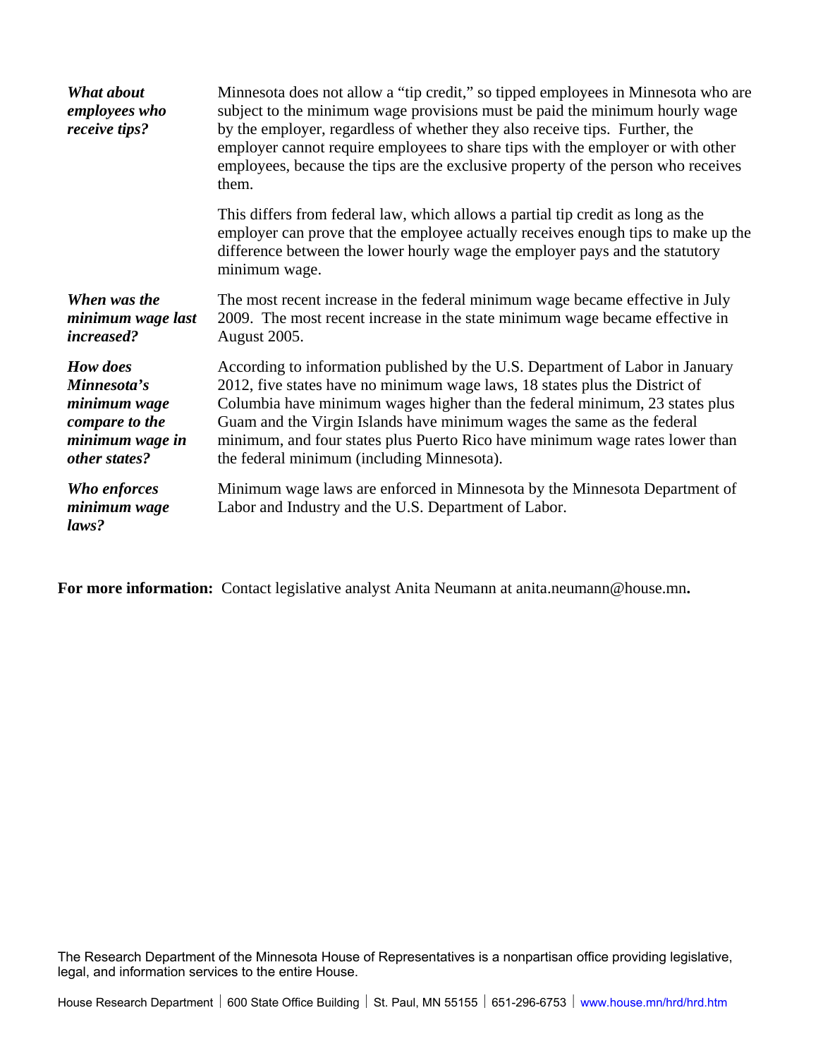***What about employees who receive tips?***

Minnesota does not allow a "tip credit," so tipped employees in Minnesota who are subject to the minimum wage provisions must be paid the minimum hourly wage by the employer, regardless of whether they also receive tips. Further, the employer cannot require employees to share tips with the employer or with other employees, because the tips are the exclusive property of the person who receives them.

This differs from federal law, which allows a partial tip credit as long as the employer can prove that the employee actually receives enough tips to make up the difference between the lower hourly wage the employer pays and the statutory minimum wage.

***When was the minimum wage last increased?***

The most recent increase in the federal minimum wage became effective in July 2009. The most recent increase in the state minimum wage became effective in August 2005.

***How does Minnesota's minimum wage compare to the minimum wage in other states?***

According to information published by the U.S. Department of Labor in January 2012, five states have no minimum wage laws, 18 states plus the District of Columbia have minimum wages higher than the federal minimum, 23 states plus Guam and the Virgin Islands have minimum wages the same as the federal minimum, and four states plus Puerto Rico have minimum wage rates lower than the federal minimum (including Minnesota).

***Who enforces minimum wage laws?***

Minimum wage laws are enforced in Minnesota by the Minnesota Department of Labor and Industry and the U.S. Department of Labor.

**For more information:** Contact legislative analyst Anita Neumann at anita.neumann@house.mn**.**

The Research Department of the Minnesota House of Representatives is a nonpartisan office providing legislative, legal, and information services to the entire House.

House Research Department | 600 State Office Building | St. Paul, MN 55155 | 651-296-6753 | www.house.mn/hrd/hrd.htm